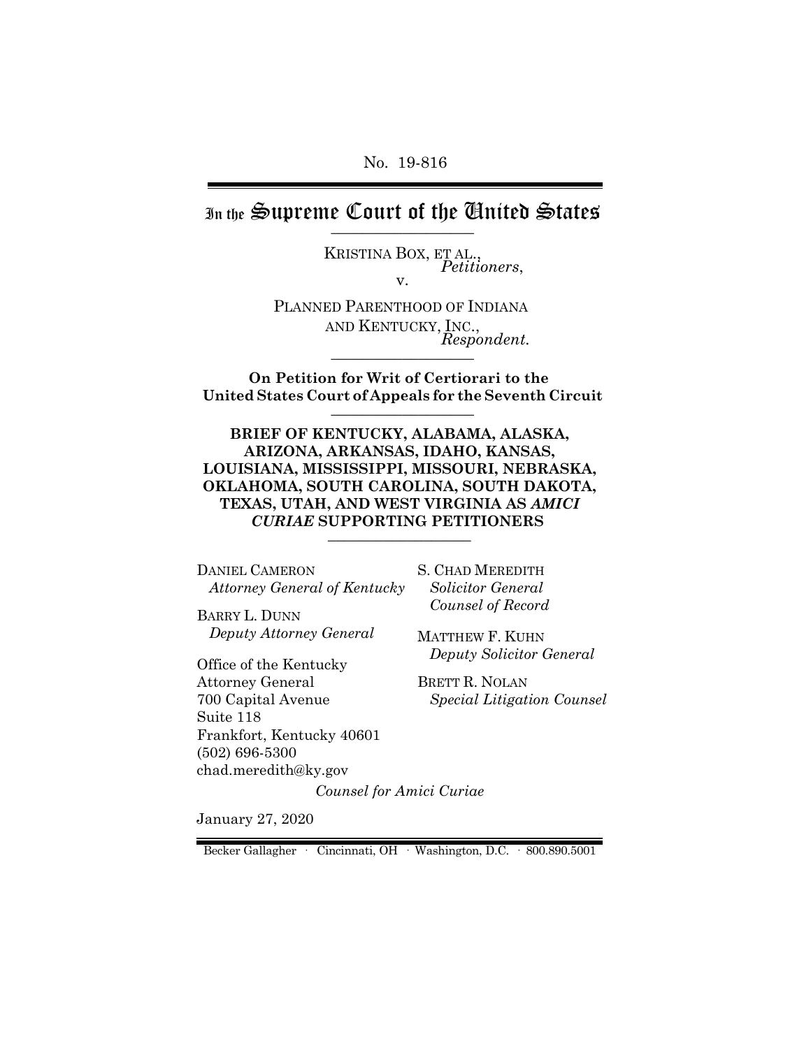No. 19-816

# In the Supreme Court of the United States

KRISTINA BOX, ET AL.,
*Petitioners*,

v.

PLANNED PARENTHOOD OF INDIANA AND KENTUCKY, INC.,
*Respondent.*

**On Petition for Writ of Certiorari to the United States Court of Appeals for the Seventh Circuit**

**BRIEF OF KENTUCKY, ALABAMA, ALASKA, ARIZONA, ARKANSAS, IDAHO, KANSAS, LOUISIANA, MISSISSIPPI, MISSOURI, NEBRASKA, OKLAHOMA, SOUTH CAROLINA, SOUTH DAKOTA, TEXAS, UTAH, AND WEST VIRGINIA AS *AMICI CURIAE* SUPPORTING PETITIONERS**

DANIEL CAMERON
*Attorney General of Kentucky*

BARRY L. DUNN
*Deputy Attorney General*

Office of the Kentucky Attorney General
700 Capital Avenue
Suite 118
Frankfort, Kentucky 40601
(502) 696-5300
chad.meredith@ky.gov

S. CHAD MEREDITH
*Solicitor General*
*Counsel of Record*

MATTHEW F. KUHN
*Deputy Solicitor General*

BRETT R. NOLAN
*Special Litigation Counsel*

*Counsel for Amici Curiae*

January 27, 2020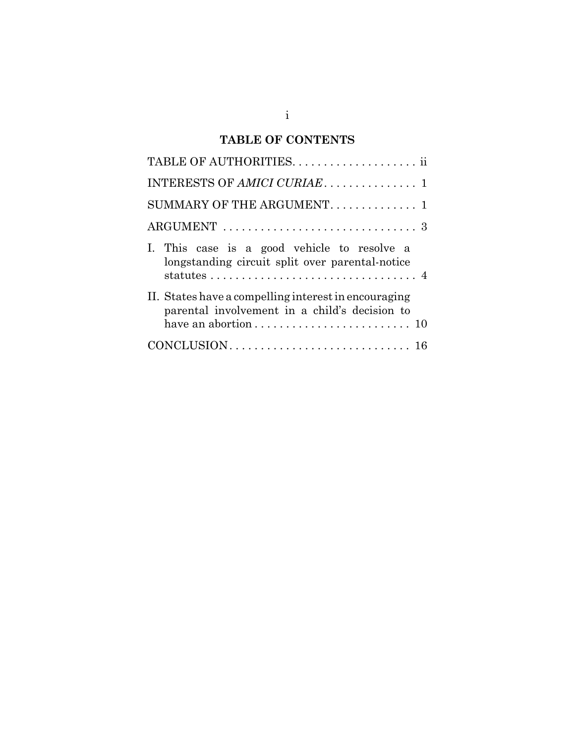## TABLE OF CONTENTS

| | |
|---|---|
| TABLE OF AUTHORITIES | ii |
| INTERESTS OF *AMICI CURIAE* | 1 |
| SUMMARY OF THE ARGUMENT | 1 |
| ARGUMENT | 3 |
| I. This case is a good vehicle to resolve a longstanding circuit split over parental-notice statutes | 4 |
| II. States have a compelling interest in encouraging parental involvement in a child's decision to have an abortion | 10 |
| CONCLUSION | 16 |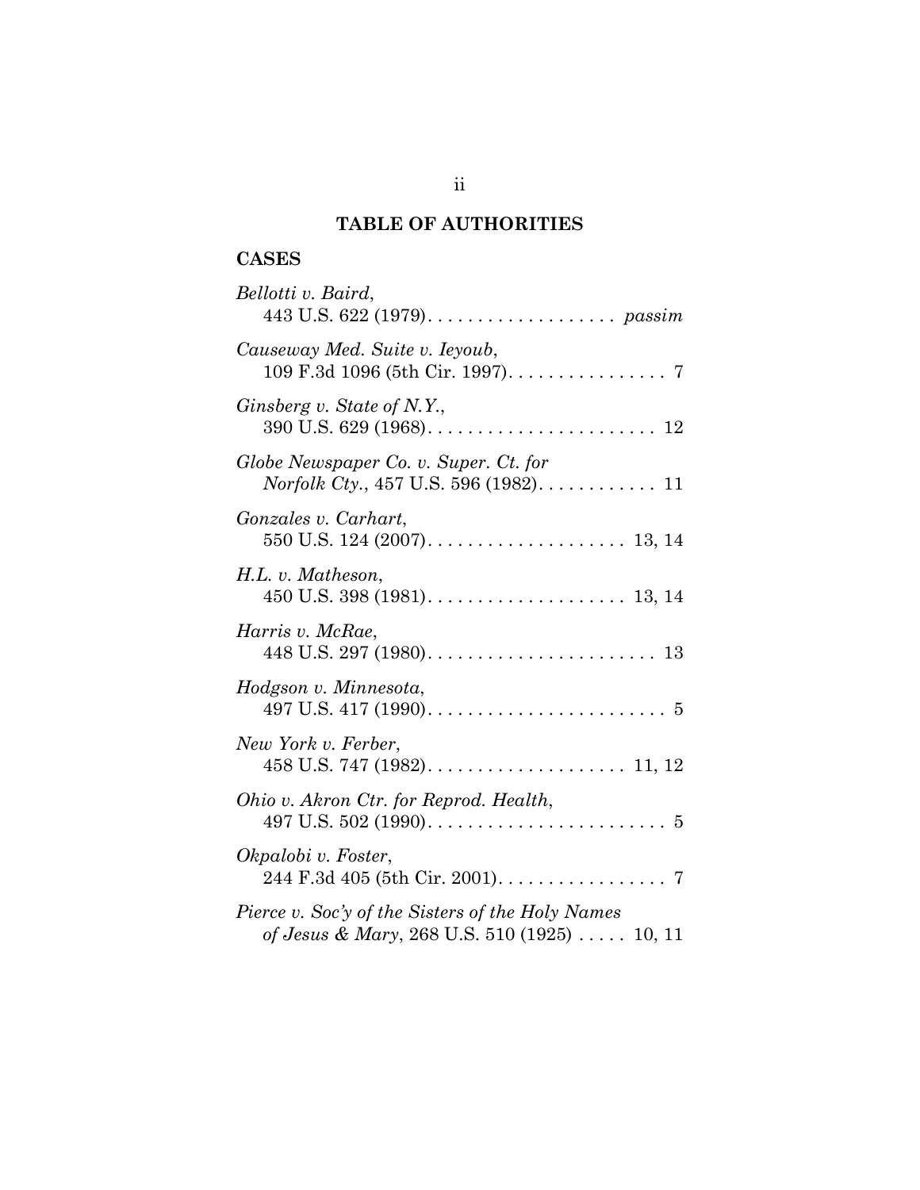## TABLE OF AUTHORITIES

### CASES

*Bellotti v. Baird*, 443 U.S. 622 (1979). . . . . . . . . . . . . . . . . . . *passim*

*Causeway Med. Suite v. Ieyoub*, 109 F.3d 1096 (5th Cir. 1997). . . . . . . . . . . . . . . . 7

*Ginsberg v. State of N.Y.*, 390 U.S. 629 (1968). . . . . . . . . . . . . . . . . . . . . . . 12

*Globe Newspaper Co. v. Super. Ct. for Norfolk Cty.*, 457 U.S. 596 (1982). . . . . . . . . . . . 11

*Gonzales v. Carhart*, 550 U.S. 124 (2007). . . . . . . . . . . . . . . . . . . . 13, 14

*H.L. v. Matheson*, 450 U.S. 398 (1981). . . . . . . . . . . . . . . . . . . . 13, 14

*Harris v. McRae*, 448 U.S. 297 (1980). . . . . . . . . . . . . . . . . . . . . . . 13

*Hodgson v. Minnesota*, 497 U.S. 417 (1990). . . . . . . . . . . . . . . . . . . . . . . . 5

*New York v. Ferber*, 458 U.S. 747 (1982). . . . . . . . . . . . . . . . . . . . 11, 12

*Ohio v. Akron Ctr. for Reprod. Health*, 497 U.S. 502 (1990). . . . . . . . . . . . . . . . . . . . . . . . 5

*Okpalobi v. Foster*, 244 F.3d 405 (5th Cir. 2001). . . . . . . . . . . . . . . . . 7

*Pierce v. Soc'y of the Sisters of the Holy Names of Jesus & Mary*, 268 U.S. 510 (1925) . . . . . 10, 11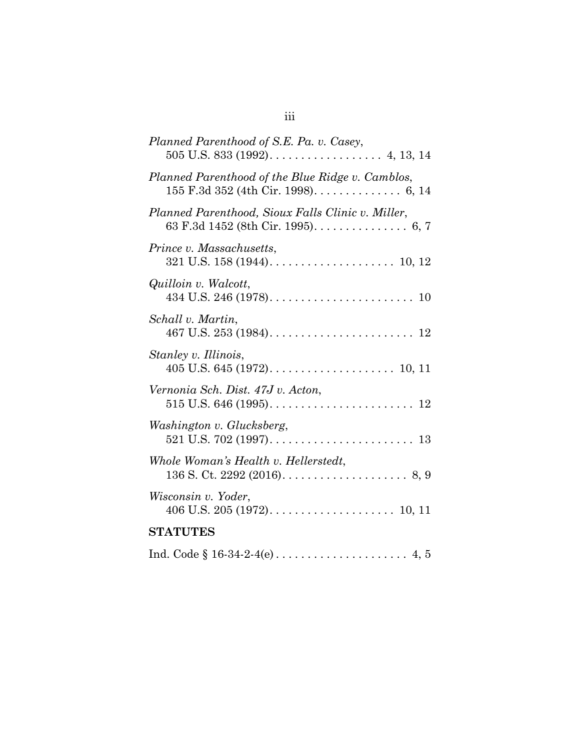*Planned Parenthood of S.E. Pa. v. Casey*,
505 U.S. 833 (1992). . . . . . . . . . . . . . . . . . 4, 13, 14

*Planned Parenthood of the Blue Ridge v. Camblos*,
155 F.3d 352 (4th Cir. 1998). . . . . . . . . . . . . . 6, 14

*Planned Parenthood, Sioux Falls Clinic v. Miller*,
63 F.3d 1452 (8th Cir. 1995). . . . . . . . . . . . . . . 6, 7

*Prince v. Massachusetts*,
321 U.S. 158 (1944). . . . . . . . . . . . . . . . . . . . 10, 12

*Quilloin v. Walcott*,
434 U.S. 246 (1978). . . . . . . . . . . . . . . . . . . . . . . 10

*Schall v. Martin*,
467 U.S. 253 (1984). . . . . . . . . . . . . . . . . . . . . . . 12

*Stanley v. Illinois*,
405 U.S. 645 (1972). . . . . . . . . . . . . . . . . . . . 10, 11

*Vernonia Sch. Dist. 47J v. Acton*,
515 U.S. 646 (1995). . . . . . . . . . . . . . . . . . . . . . . 12

*Washington v. Glucksberg*,
521 U.S. 702 (1997). . . . . . . . . . . . . . . . . . . . . . . 13

*Whole Woman's Health v. Hellerstedt*,
136 S. Ct. 2292 (2016). . . . . . . . . . . . . . . . . . . . 8, 9

*Wisconsin v. Yoder*,
406 U.S. 205 (1972). . . . . . . . . . . . . . . . . . . . 10, 11

**STATUTES**

Ind. Code § 16-34-2-4(e) . . . . . . . . . . . . . . . . . . . . . 4, 5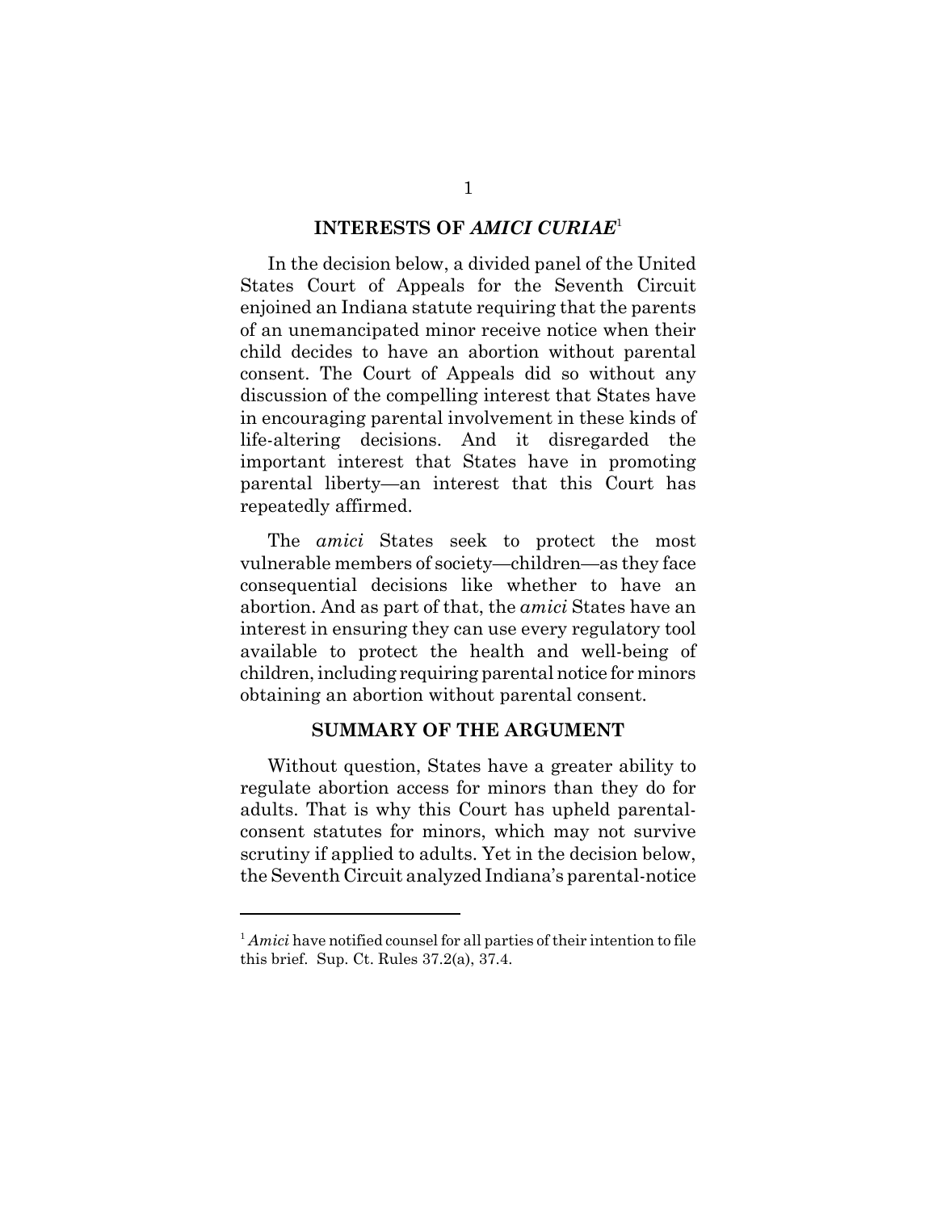## INTERESTS OF *AMICI CURIAE*[1]

In the decision below, a divided panel of the United States Court of Appeals for the Seventh Circuit enjoined an Indiana statute requiring that the parents of an unemancipated minor receive notice when their child decides to have an abortion without parental consent. The Court of Appeals did so without any discussion of the compelling interest that States have in encouraging parental involvement in these kinds of life-altering decisions. And it disregarded the important interest that States have in promoting parental liberty—an interest that this Court has repeatedly affirmed.

The *amici* States seek to protect the most vulnerable members of society—children—as they face consequential decisions like whether to have an abortion. And as part of that, the *amici* States have an interest in ensuring they can use every regulatory tool available to protect the health and well-being of children, including requiring parental notice for minors obtaining an abortion without parental consent.

## SUMMARY OF THE ARGUMENT

Without question, States have a greater ability to regulate abortion access for minors than they do for adults. That is why this Court has upheld parental-consent statutes for minors, which may not survive scrutiny if applied to adults. Yet in the decision below, the Seventh Circuit analyzed Indiana's parental-notice

---

[1] *Amici* have notified counsel for all parties of their intention to file this brief. Sup. Ct. Rules 37.2(a), 37.4.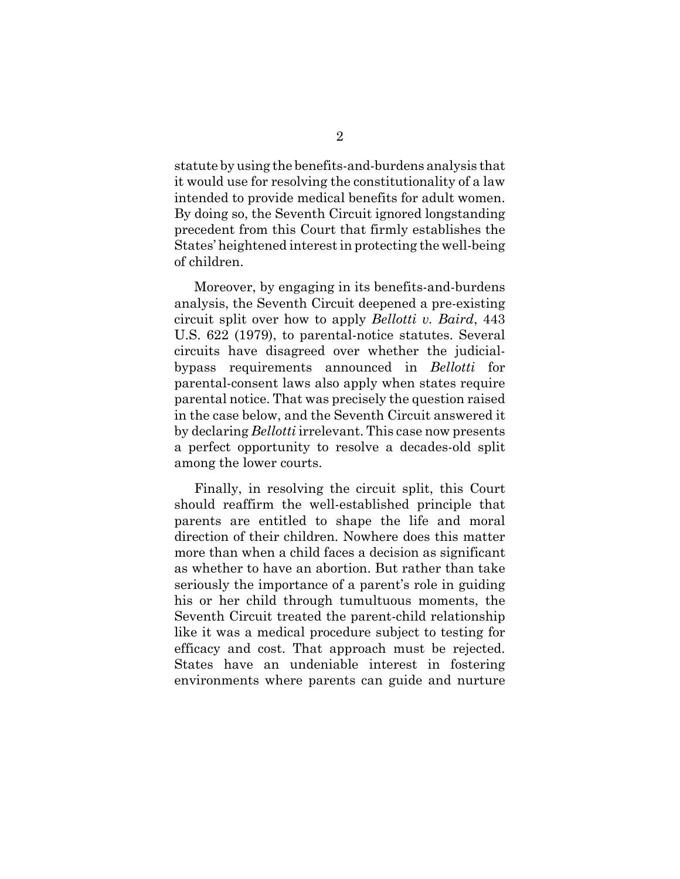statute by using the benefits-and-burdens analysis that it would use for resolving the constitutionality of a law intended to provide medical benefits for adult women. By doing so, the Seventh Circuit ignored longstanding precedent from this Court that firmly establishes the States' heightened interest in protecting the well-being of children.

Moreover, by engaging in its benefits-and-burdens analysis, the Seventh Circuit deepened a pre-existing circuit split over how to apply *Bellotti v. Baird*, 443 U.S. 622 (1979), to parental-notice statutes. Several circuits have disagreed over whether the judicial-bypass requirements announced in *Bellotti* for parental-consent laws also apply when states require parental notice. That was precisely the question raised in the case below, and the Seventh Circuit answered it by declaring *Bellotti* irrelevant. This case now presents a perfect opportunity to resolve a decades-old split among the lower courts.

Finally, in resolving the circuit split, this Court should reaffirm the well-established principle that parents are entitled to shape the life and moral direction of their children. Nowhere does this matter more than when a child faces a decision as significant as whether to have an abortion. But rather than take seriously the importance of a parent's role in guiding his or her child through tumultuous moments, the Seventh Circuit treated the parent-child relationship like it was a medical procedure subject to testing for efficacy and cost. That approach must be rejected. States have an undeniable interest in fostering environments where parents can guide and nurture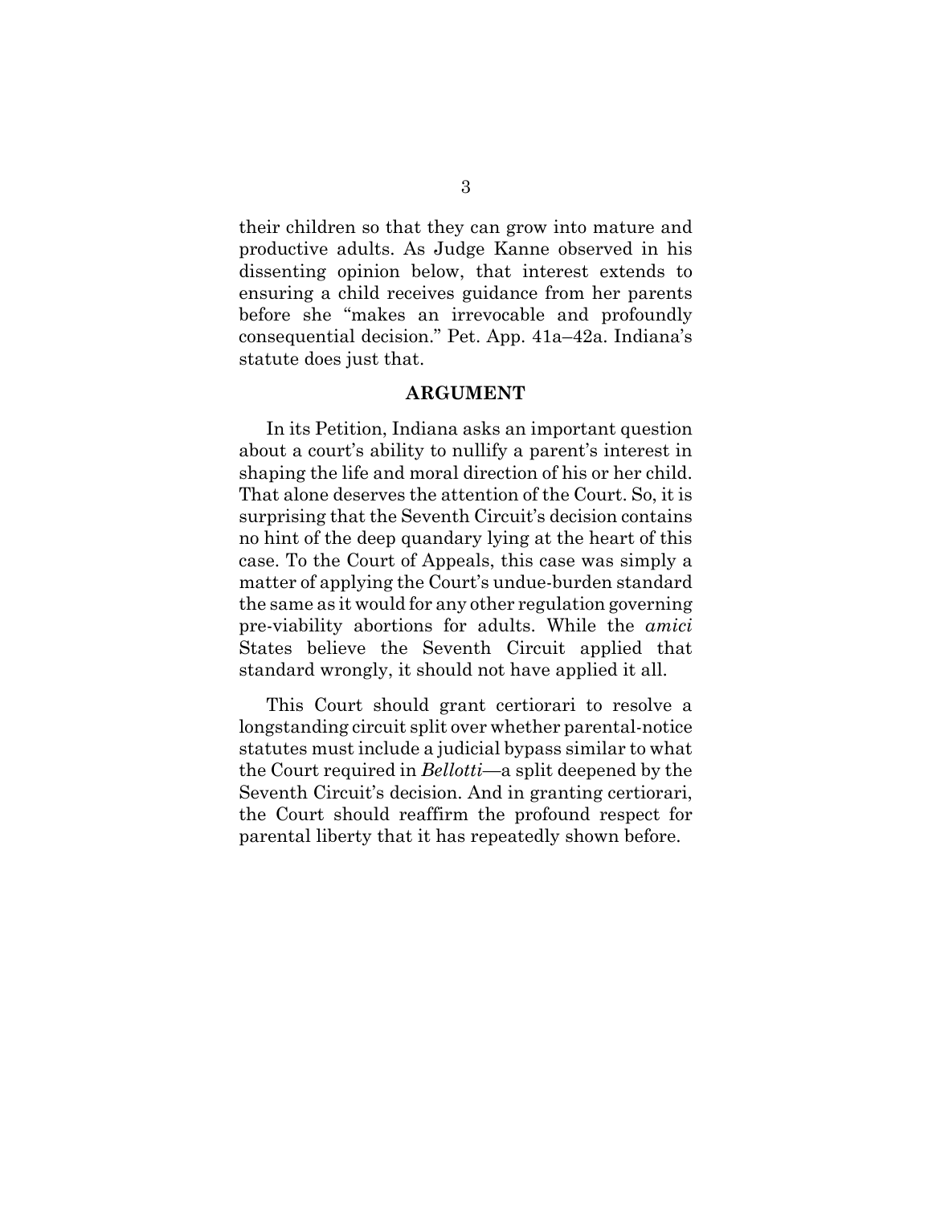their children so that they can grow into mature and productive adults. As Judge Kanne observed in his dissenting opinion below, that interest extends to ensuring a child receives guidance from her parents before she "makes an irrevocable and profoundly consequential decision." Pet. App. 41a–42a. Indiana's statute does just that.

## ARGUMENT

In its Petition, Indiana asks an important question about a court's ability to nullify a parent's interest in shaping the life and moral direction of his or her child. That alone deserves the attention of the Court. So, it is surprising that the Seventh Circuit's decision contains no hint of the deep quandary lying at the heart of this case. To the Court of Appeals, this case was simply a matter of applying the Court's undue-burden standard the same as it would for any other regulation governing pre-viability abortions for adults. While the *amici* States believe the Seventh Circuit applied that standard wrongly, it should not have applied it all.

This Court should grant certiorari to resolve a longstanding circuit split over whether parental-notice statutes must include a judicial bypass similar to what the Court required in *Bellotti*—a split deepened by the Seventh Circuit's decision. And in granting certiorari, the Court should reaffirm the profound respect for parental liberty that it has repeatedly shown before.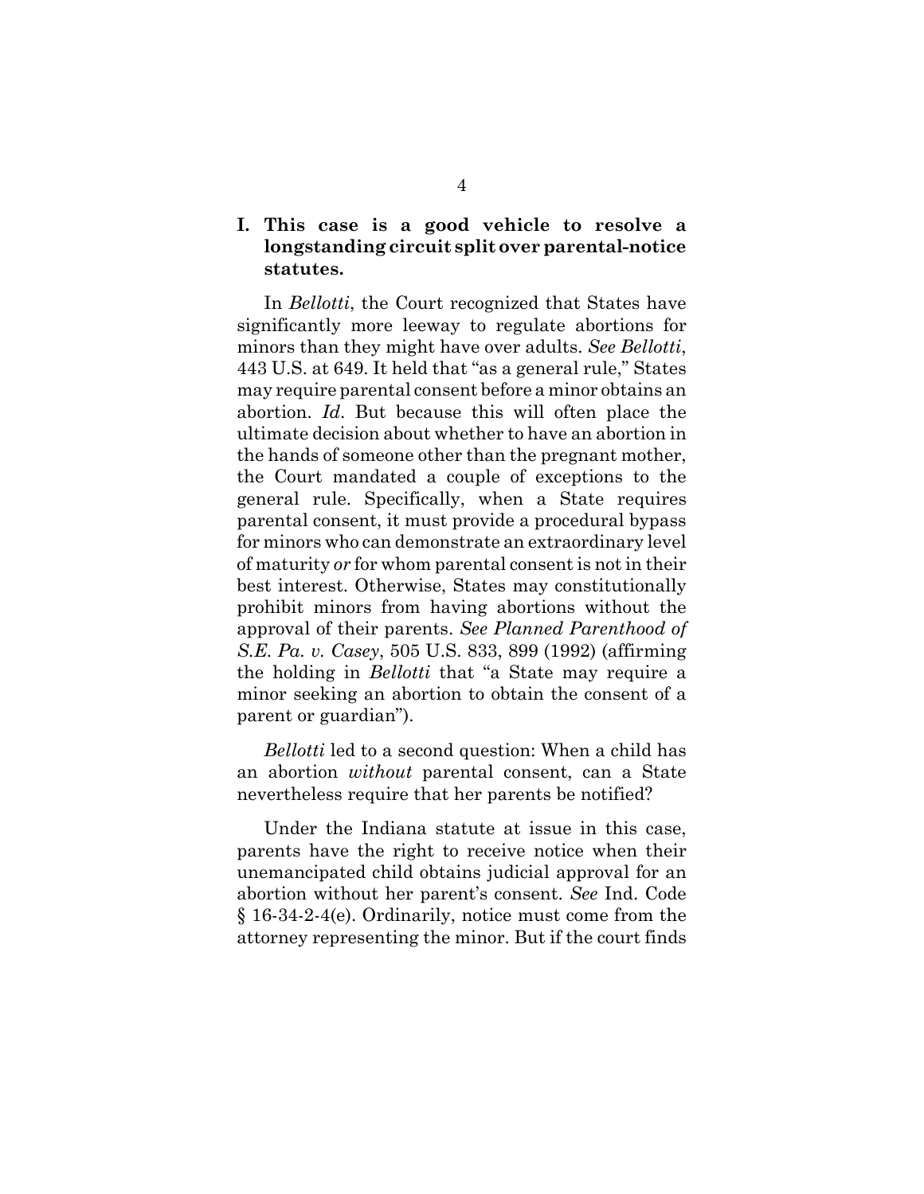## I. This case is a good vehicle to resolve a longstanding circuit split over parental-notice statutes.

In *Bellotti*, the Court recognized that States have significantly more leeway to regulate abortions for minors than they might have over adults. *See Bellotti*, 443 U.S. at 649. It held that "as a general rule," States may require parental consent before a minor obtains an abortion. *Id*. But because this will often place the ultimate decision about whether to have an abortion in the hands of someone other than the pregnant mother, the Court mandated a couple of exceptions to the general rule. Specifically, when a State requires parental consent, it must provide a procedural bypass for minors who can demonstrate an extraordinary level of maturity *or* for whom parental consent is not in their best interest. Otherwise, States may constitutionally prohibit minors from having abortions without the approval of their parents. *See Planned Parenthood of S.E. Pa. v. Casey*, 505 U.S. 833, 899 (1992) (affirming the holding in *Bellotti* that "a State may require a minor seeking an abortion to obtain the consent of a parent or guardian").

*Bellotti* led to a second question: When a child has an abortion *without* parental consent, can a State nevertheless require that her parents be notified?

Under the Indiana statute at issue in this case, parents have the right to receive notice when their unemancipated child obtains judicial approval for an abortion without her parent's consent. *See* Ind. Code § 16-34-2-4(e). Ordinarily, notice must come from the attorney representing the minor. But if the court finds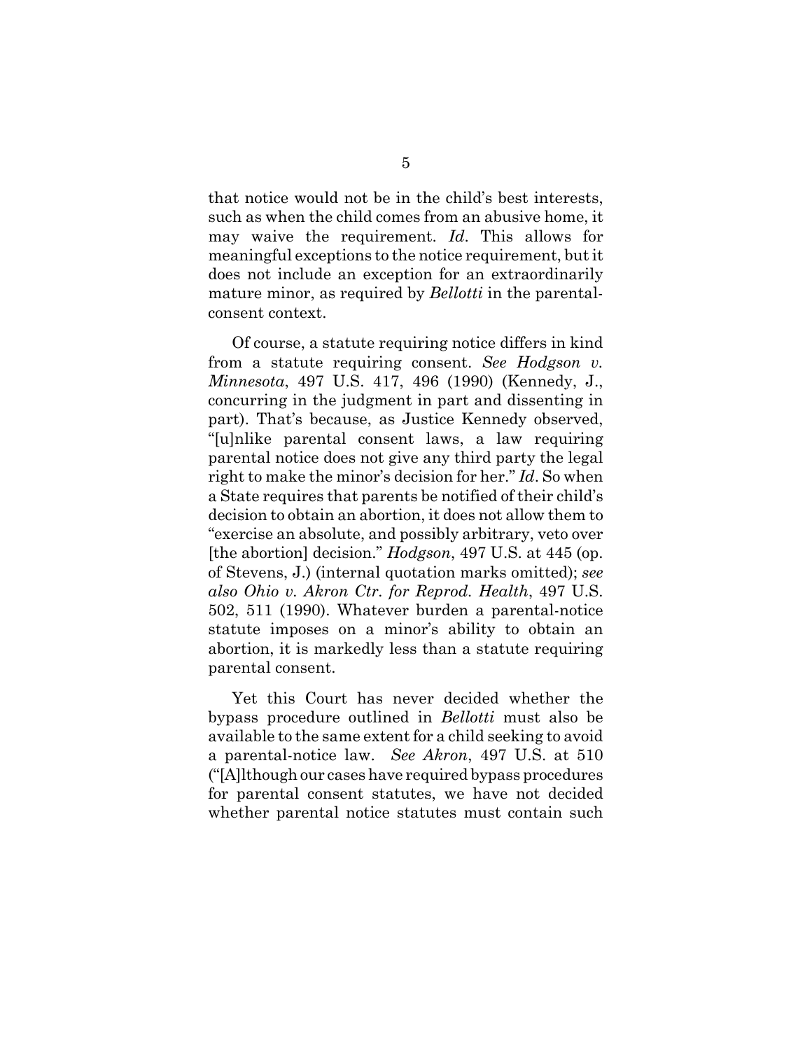that notice would not be in the child's best interests, such as when the child comes from an abusive home, it may waive the requirement. *Id*. This allows for meaningful exceptions to the notice requirement, but it does not include an exception for an extraordinarily mature minor, as required by *Bellotti* in the parental-consent context.

Of course, a statute requiring notice differs in kind from a statute requiring consent. *See Hodgson v. Minnesota*, 497 U.S. 417, 496 (1990) (Kennedy, J., concurring in the judgment in part and dissenting in part). That's because, as Justice Kennedy observed, "[u]nlike parental consent laws, a law requiring parental notice does not give any third party the legal right to make the minor's decision for her." *Id*. So when a State requires that parents be notified of their child's decision to obtain an abortion, it does not allow them to "exercise an absolute, and possibly arbitrary, veto over [the abortion] decision." *Hodgson*, 497 U.S. at 445 (op. of Stevens, J.) (internal quotation marks omitted); *see also Ohio v. Akron Ctr. for Reprod. Health*, 497 U.S. 502, 511 (1990). Whatever burden a parental-notice statute imposes on a minor's ability to obtain an abortion, it is markedly less than a statute requiring parental consent.

Yet this Court has never decided whether the bypass procedure outlined in *Bellotti* must also be available to the same extent for a child seeking to avoid a parental-notice law. *See Akron*, 497 U.S. at 510 ("[A]lthough our cases have required bypass procedures for parental consent statutes, we have not decided whether parental notice statutes must contain such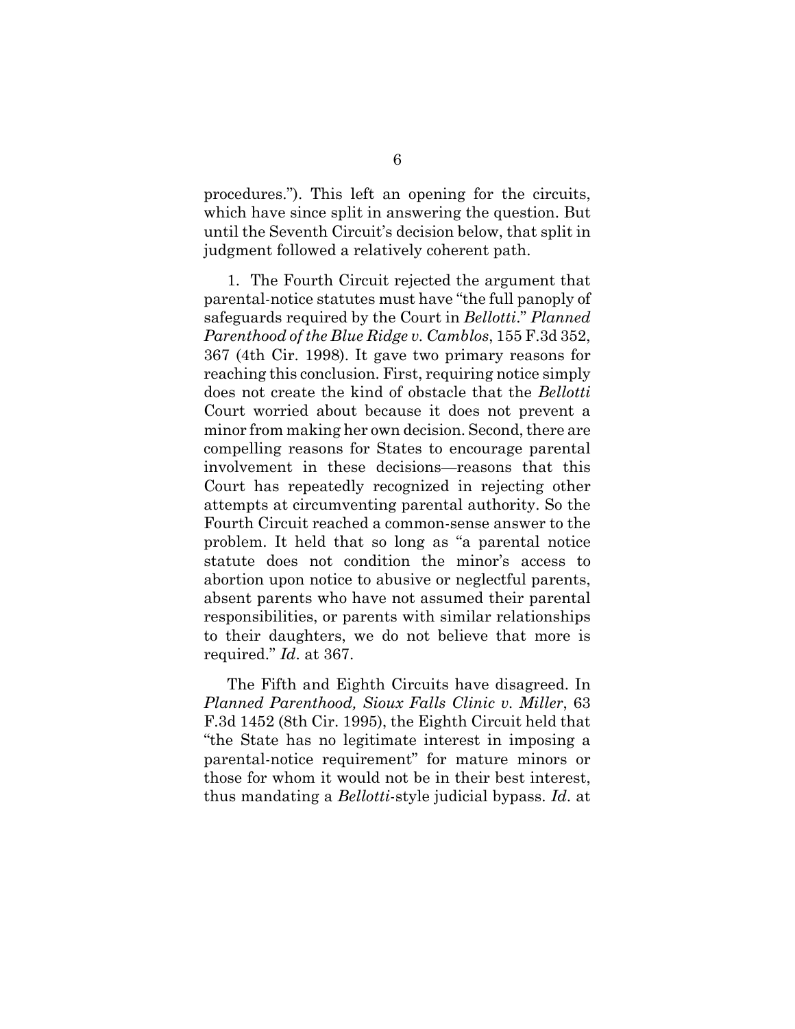procedures."). This left an opening for the circuits, which have since split in answering the question. But until the Seventh Circuit's decision below, that split in judgment followed a relatively coherent path.

1. The Fourth Circuit rejected the argument that parental-notice statutes must have "the full panoply of safeguards required by the Court in *Bellotti*." *Planned Parenthood of the Blue Ridge v. Camblos*, 155 F.3d 352, 367 (4th Cir. 1998). It gave two primary reasons for reaching this conclusion. First, requiring notice simply does not create the kind of obstacle that the *Bellotti* Court worried about because it does not prevent a minor from making her own decision. Second, there are compelling reasons for States to encourage parental involvement in these decisions—reasons that this Court has repeatedly recognized in rejecting other attempts at circumventing parental authority. So the Fourth Circuit reached a common-sense answer to the problem. It held that so long as "a parental notice statute does not condition the minor's access to abortion upon notice to abusive or neglectful parents, absent parents who have not assumed their parental responsibilities, or parents with similar relationships to their daughters, we do not believe that more is required." *Id*. at 367.

The Fifth and Eighth Circuits have disagreed. In *Planned Parenthood, Sioux Falls Clinic v. Miller*, 63 F.3d 1452 (8th Cir. 1995), the Eighth Circuit held that "the State has no legitimate interest in imposing a parental-notice requirement" for mature minors or those for whom it would not be in their best interest, thus mandating a *Bellotti*-style judicial bypass. *Id*. at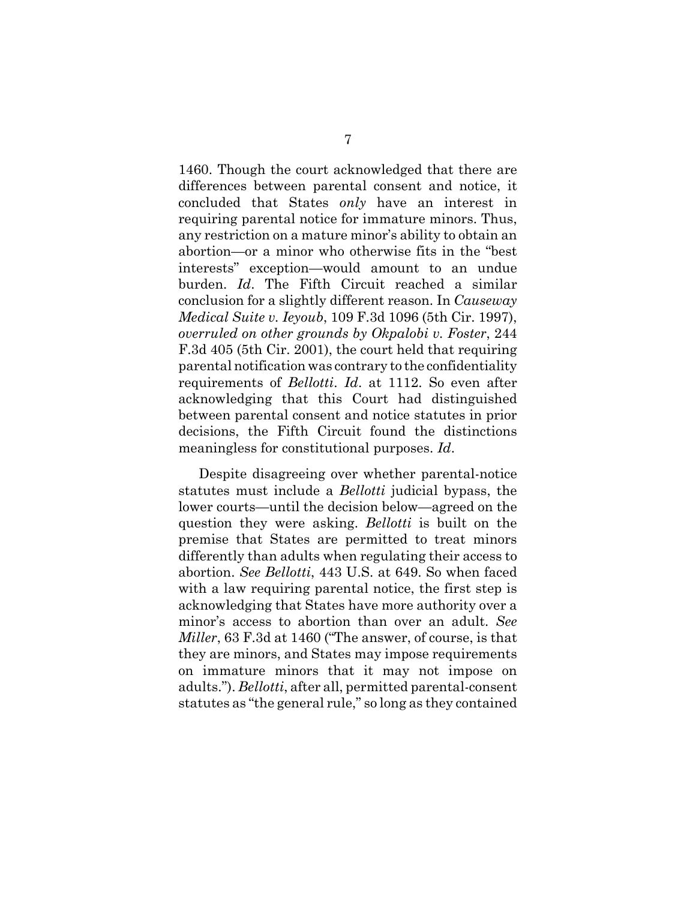1460. Though the court acknowledged that there are differences between parental consent and notice, it concluded that States *only* have an interest in requiring parental notice for immature minors. Thus, any restriction on a mature minor's ability to obtain an abortion—or a minor who otherwise fits in the "best interests" exception—would amount to an undue burden. *Id*. The Fifth Circuit reached a similar conclusion for a slightly different reason. In *Causeway Medical Suite v. Ieyoub*, 109 F.3d 1096 (5th Cir. 1997), *overruled on other grounds by Okpalobi v. Foster*, 244 F.3d 405 (5th Cir. 2001), the court held that requiring parental notification was contrary to the confidentiality requirements of *Bellotti*. *Id*. at 1112. So even after acknowledging that this Court had distinguished between parental consent and notice statutes in prior decisions, the Fifth Circuit found the distinctions meaningless for constitutional purposes. *Id*.

Despite disagreeing over whether parental-notice statutes must include a *Bellotti* judicial bypass, the lower courts—until the decision below—agreed on the question they were asking. *Bellotti* is built on the premise that States are permitted to treat minors differently than adults when regulating their access to abortion. *See Bellotti*, 443 U.S. at 649. So when faced with a law requiring parental notice, the first step is acknowledging that States have more authority over a minor's access to abortion than over an adult. *See Miller*, 63 F.3d at 1460 ("The answer, of course, is that they are minors, and States may impose requirements on immature minors that it may not impose on adults."). *Bellotti*, after all, permitted parental-consent statutes as "the general rule," so long as they contained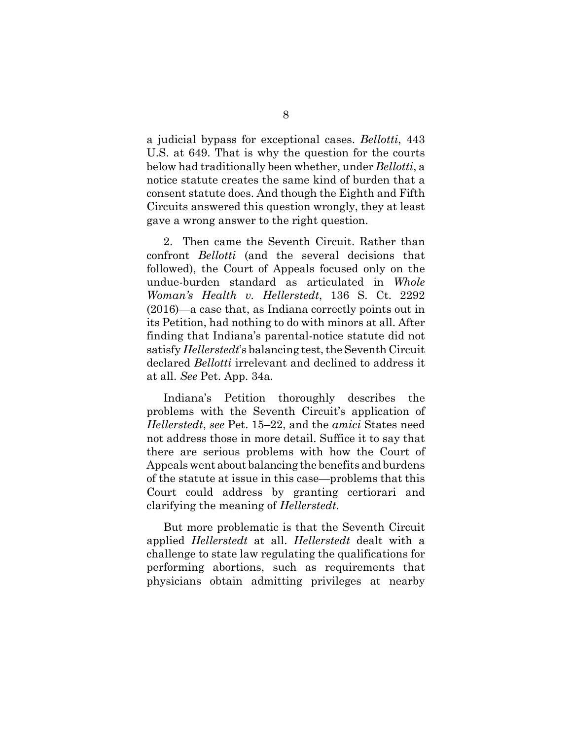a judicial bypass for exceptional cases. *Bellotti*, 443 U.S. at 649. That is why the question for the courts below had traditionally been whether, under *Bellotti*, a notice statute creates the same kind of burden that a consent statute does. And though the Eighth and Fifth Circuits answered this question wrongly, they at least gave a wrong answer to the right question.

2. Then came the Seventh Circuit. Rather than confront *Bellotti* (and the several decisions that followed), the Court of Appeals focused only on the undue-burden standard as articulated in *Whole Woman's Health v. Hellerstedt*, 136 S. Ct. 2292 (2016)—a case that, as Indiana correctly points out in its Petition, had nothing to do with minors at all. After finding that Indiana's parental-notice statute did not satisfy *Hellerstedt*'s balancing test, the Seventh Circuit declared *Bellotti* irrelevant and declined to address it at all. *See* Pet. App. 34a.

Indiana's Petition thoroughly describes the problems with the Seventh Circuit's application of *Hellerstedt*, *see* Pet. 15–22, and the *amici* States need not address those in more detail. Suffice it to say that there are serious problems with how the Court of Appeals went about balancing the benefits and burdens of the statute at issue in this case—problems that this Court could address by granting certiorari and clarifying the meaning of *Hellerstedt*.

But more problematic is that the Seventh Circuit applied *Hellerstedt* at all. *Hellerstedt* dealt with a challenge to state law regulating the qualifications for performing abortions, such as requirements that physicians obtain admitting privileges at nearby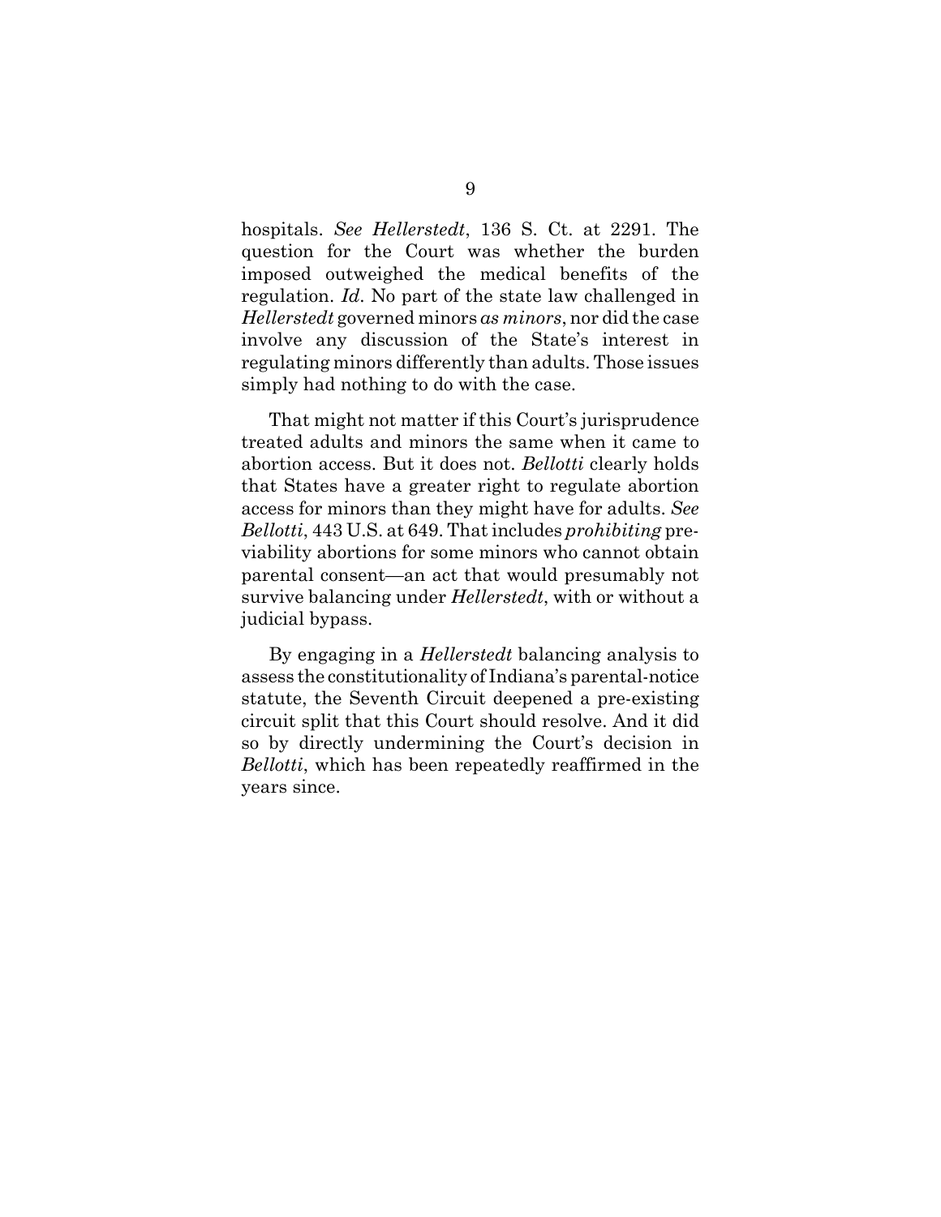hospitals. *See Hellerstedt*, 136 S. Ct. at 2291. The question for the Court was whether the burden imposed outweighed the medical benefits of the regulation. *Id*. No part of the state law challenged in *Hellerstedt* governed minors *as minors*, nor did the case involve any discussion of the State's interest in regulating minors differently than adults. Those issues simply had nothing to do with the case.

That might not matter if this Court's jurisprudence treated adults and minors the same when it came to abortion access. But it does not. *Bellotti* clearly holds that States have a greater right to regulate abortion access for minors than they might have for adults. *See Bellotti*, 443 U.S. at 649. That includes *prohibiting* pre-viability abortions for some minors who cannot obtain parental consent—an act that would presumably not survive balancing under *Hellerstedt*, with or without a judicial bypass.

By engaging in a *Hellerstedt* balancing analysis to assess the constitutionality of Indiana's parental-notice statute, the Seventh Circuit deepened a pre-existing circuit split that this Court should resolve. And it did so by directly undermining the Court's decision in *Bellotti*, which has been repeatedly reaffirmed in the years since.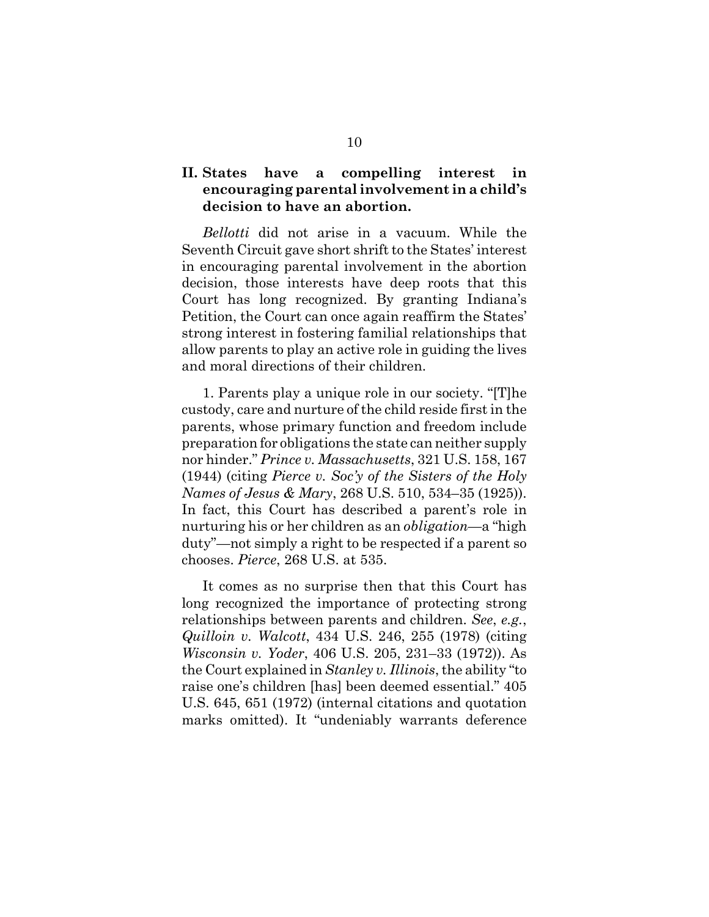## II. States have a compelling interest in encouraging parental involvement in a child's decision to have an abortion.

*Bellotti* did not arise in a vacuum. While the Seventh Circuit gave short shrift to the States' interest in encouraging parental involvement in the abortion decision, those interests have deep roots that this Court has long recognized. By granting Indiana's Petition, the Court can once again reaffirm the States' strong interest in fostering familial relationships that allow parents to play an active role in guiding the lives and moral directions of their children.

1. Parents play a unique role in our society. "[T]he custody, care and nurture of the child reside first in the parents, whose primary function and freedom include preparation for obligations the state can neither supply nor hinder." *Prince v. Massachusetts*, 321 U.S. 158, 167 (1944) (citing *Pierce v. Soc'y of the Sisters of the Holy Names of Jesus & Mary*, 268 U.S. 510, 534–35 (1925)). In fact, this Court has described a parent's role in nurturing his or her children as an *obligation*—a "high duty"—not simply a right to be respected if a parent so chooses. *Pierce*, 268 U.S. at 535.

It comes as no surprise then that this Court has long recognized the importance of protecting strong relationships between parents and children. *See*, *e.g.*, *Quilloin v. Walcott*, 434 U.S. 246, 255 (1978) (citing *Wisconsin v. Yoder*, 406 U.S. 205, 231–33 (1972)). As the Court explained in *Stanley v. Illinois*, the ability "to raise one's children [has] been deemed essential." 405 U.S. 645, 651 (1972) (internal citations and quotation marks omitted). It "undeniably warrants deference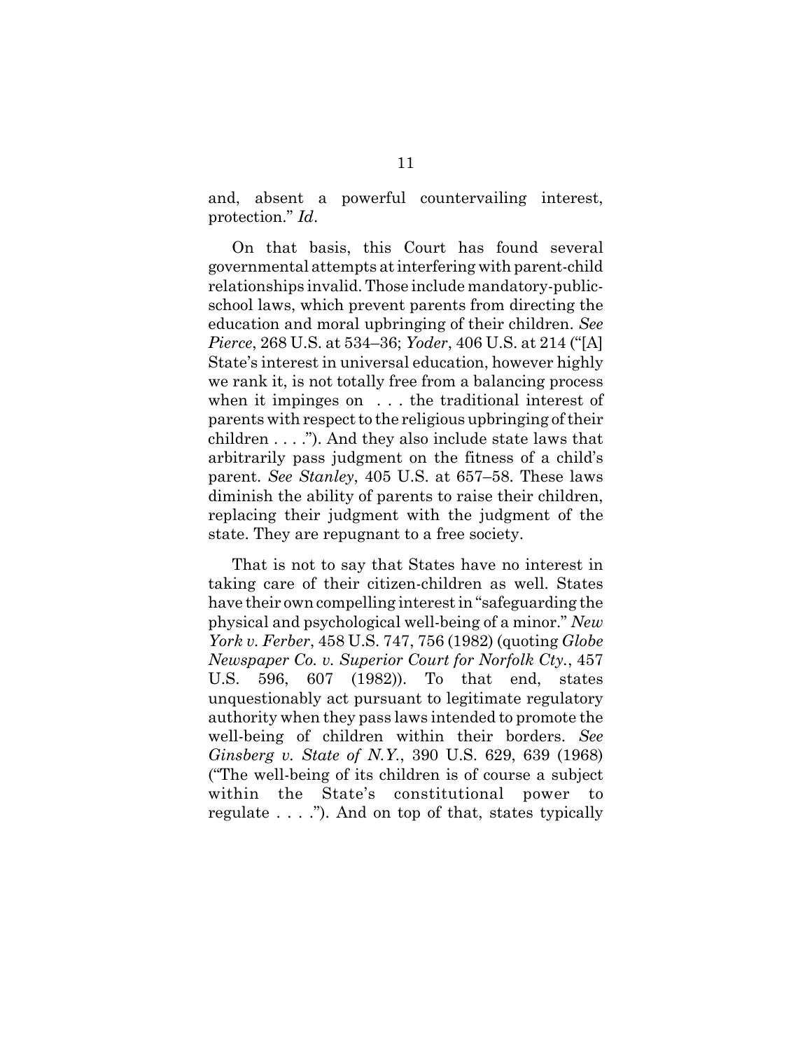and, absent a powerful countervailing interest, protection." *Id*.

On that basis, this Court has found several governmental attempts at interfering with parent-child relationships invalid. Those include mandatory-public-school laws, which prevent parents from directing the education and moral upbringing of their children. *See Pierce*, 268 U.S. at 534–36; *Yoder*, 406 U.S. at 214 ("[A] State's interest in universal education, however highly we rank it, is not totally free from a balancing process when it impinges on . . . the traditional interest of parents with respect to the religious upbringing of their children . . . ."). And they also include state laws that arbitrarily pass judgment on the fitness of a child's parent. *See Stanley*, 405 U.S. at 657–58. These laws diminish the ability of parents to raise their children, replacing their judgment with the judgment of the state. They are repugnant to a free society.

That is not to say that States have no interest in taking care of their citizen-children as well. States have their own compelling interest in "safeguarding the physical and psychological well-being of a minor." *New York v. Ferber*, 458 U.S. 747, 756 (1982) (quoting *Globe Newspaper Co. v. Superior Court for Norfolk Cty.*, 457 U.S. 596, 607 (1982)). To that end, states unquestionably act pursuant to legitimate regulatory authority when they pass laws intended to promote the well-being of children within their borders. *See Ginsberg v. State of N.Y.*, 390 U.S. 629, 639 (1968) ("The well-being of its children is of course a subject within the State's constitutional power to regulate . . . ."). And on top of that, states typically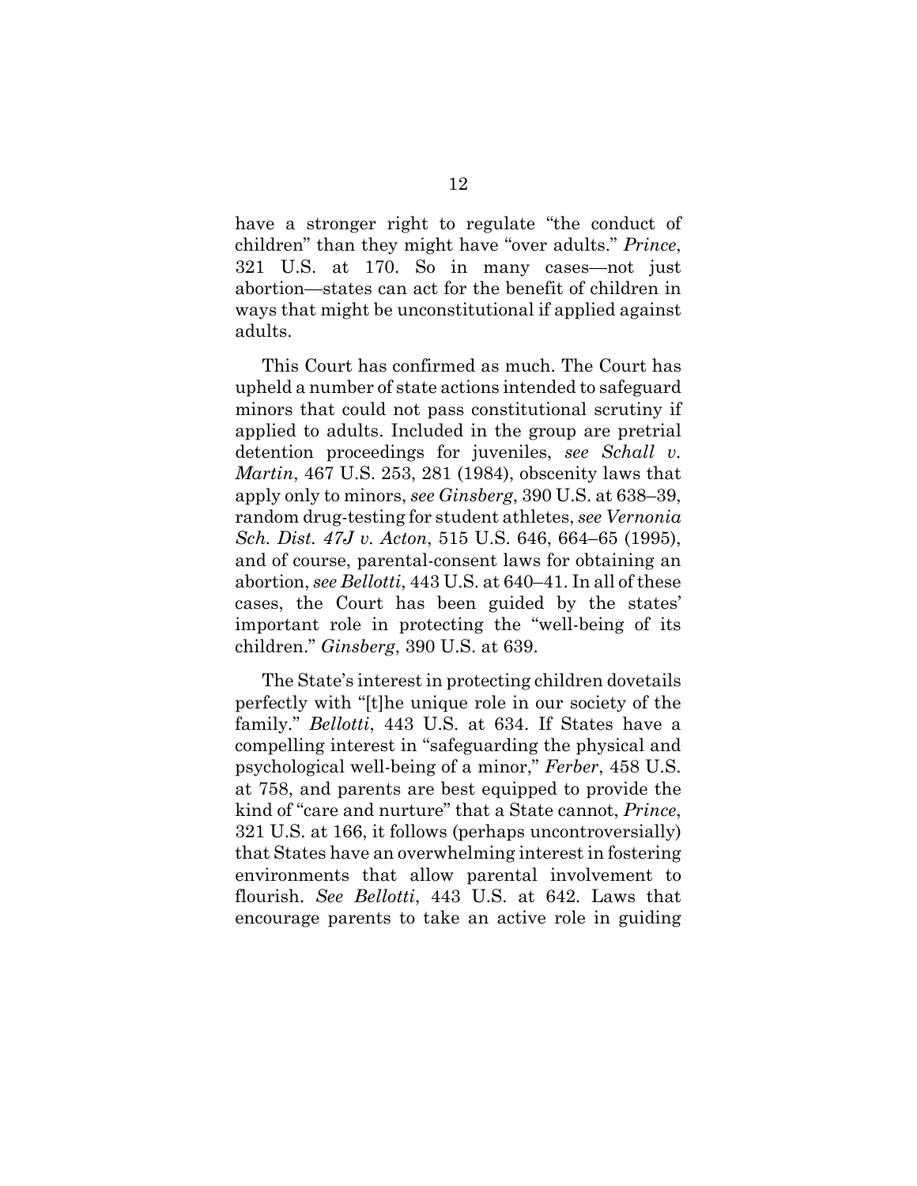have a stronger right to regulate "the conduct of children" than they might have "over adults." *Prince*, 321 U.S. at 170. So in many cases—not just abortion—states can act for the benefit of children in ways that might be unconstitutional if applied against adults.

This Court has confirmed as much. The Court has upheld a number of state actions intended to safeguard minors that could not pass constitutional scrutiny if applied to adults. Included in the group are pretrial detention proceedings for juveniles, *see Schall v. Martin*, 467 U.S. 253, 281 (1984), obscenity laws that apply only to minors, *see Ginsberg*, 390 U.S. at 638–39, random drug-testing for student athletes, *see Vernonia Sch. Dist. 47J v. Acton*, 515 U.S. 646, 664–65 (1995), and of course, parental-consent laws for obtaining an abortion, *see Bellotti*, 443 U.S. at 640–41. In all of these cases, the Court has been guided by the states' important role in protecting the "well-being of its children." *Ginsberg*, 390 U.S. at 639.

The State's interest in protecting children dovetails perfectly with "[t]he unique role in our society of the family." *Bellotti*, 443 U.S. at 634. If States have a compelling interest in "safeguarding the physical and psychological well-being of a minor," *Ferber*, 458 U.S. at 758, and parents are best equipped to provide the kind of "care and nurture" that a State cannot, *Prince*, 321 U.S. at 166, it follows (perhaps uncontroversially) that States have an overwhelming interest in fostering environments that allow parental involvement to flourish. *See Bellotti*, 443 U.S. at 642. Laws that encourage parents to take an active role in guiding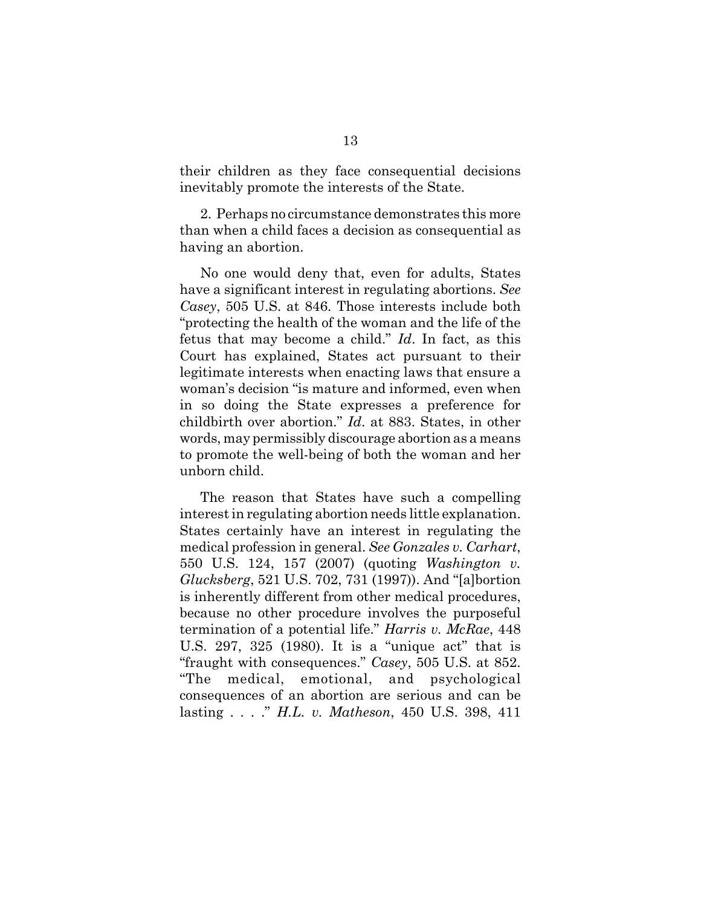their children as they face consequential decisions inevitably promote the interests of the State.

2. Perhaps no circumstance demonstrates this more than when a child faces a decision as consequential as having an abortion.

No one would deny that, even for adults, States have a significant interest in regulating abortions. *See Casey*, 505 U.S. at 846. Those interests include both "protecting the health of the woman and the life of the fetus that may become a child." *Id*. In fact, as this Court has explained, States act pursuant to their legitimate interests when enacting laws that ensure a woman's decision "is mature and informed, even when in so doing the State expresses a preference for childbirth over abortion." *Id*. at 883. States, in other words, may permissibly discourage abortion as a means to promote the well-being of both the woman and her unborn child.

The reason that States have such a compelling interest in regulating abortion needs little explanation. States certainly have an interest in regulating the medical profession in general. *See Gonzales v. Carhart*, 550 U.S. 124, 157 (2007) (quoting *Washington v. Glucksberg*, 521 U.S. 702, 731 (1997)). And "[a]bortion is inherently different from other medical procedures, because no other procedure involves the purposeful termination of a potential life." *Harris v. McRae*, 448 U.S. 297, 325 (1980). It is a "unique act" that is "fraught with consequences." *Casey*, 505 U.S. at 852. "The medical, emotional, and psychological consequences of an abortion are serious and can be lasting . . . ." *H.L. v. Matheson*, 450 U.S. 398, 411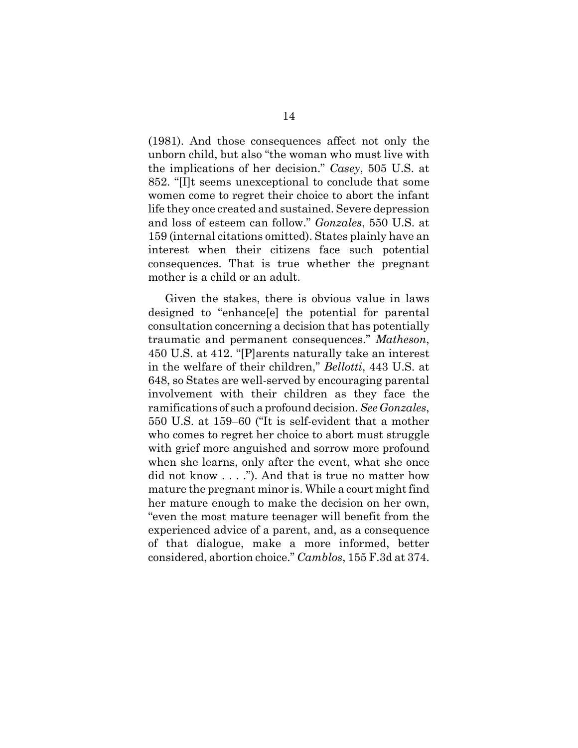(1981). And those consequences affect not only the unborn child, but also "the woman who must live with the implications of her decision." *Casey*, 505 U.S. at 852. "[I]t seems unexceptional to conclude that some women come to regret their choice to abort the infant life they once created and sustained. Severe depression and loss of esteem can follow." *Gonzales*, 550 U.S. at 159 (internal citations omitted). States plainly have an interest when their citizens face such potential consequences. That is true whether the pregnant mother is a child or an adult.

Given the stakes, there is obvious value in laws designed to "enhance[e] the potential for parental consultation concerning a decision that has potentially traumatic and permanent consequences." *Matheson*, 450 U.S. at 412. "[P]arents naturally take an interest in the welfare of their children," *Bellotti*, 443 U.S. at 648, so States are well-served by encouraging parental involvement with their children as they face the ramifications of such a profound decision. *See Gonzales*, 550 U.S. at 159–60 ("It is self-evident that a mother who comes to regret her choice to abort must struggle with grief more anguished and sorrow more profound when she learns, only after the event, what she once did not know . . . ."). And that is true no matter how mature the pregnant minor is. While a court might find her mature enough to make the decision on her own, "even the most mature teenager will benefit from the experienced advice of a parent, and, as a consequence of that dialogue, make a more informed, better considered, abortion choice." *Camblos*, 155 F.3d at 374.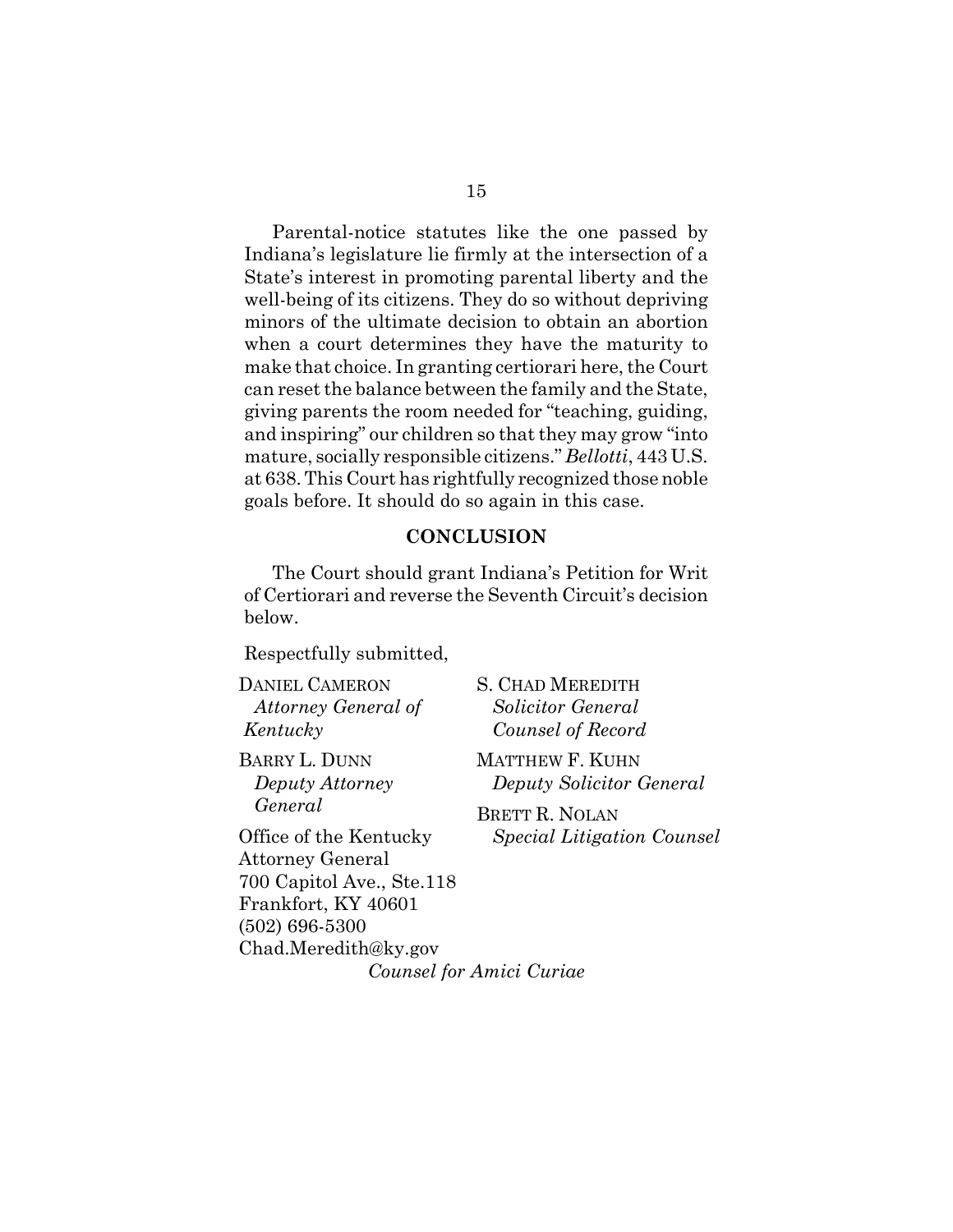Parental-notice statutes like the one passed by Indiana's legislature lie firmly at the intersection of a State's interest in promoting parental liberty and the well-being of its citizens. They do so without depriving minors of the ultimate decision to obtain an abortion when a court determines they have the maturity to make that choice. In granting certiorari here, the Court can reset the balance between the family and the State, giving parents the room needed for "teaching, guiding, and inspiring" our children so that they may grow "into mature, socially responsible citizens." *Bellotti*, 443 U.S. at 638. This Court has rightfully recognized those noble goals before. It should do so again in this case.

## CONCLUSION

The Court should grant Indiana's Petition for Writ of Certiorari and reverse the Seventh Circuit's decision below.

Respectfully submitted,

DANIEL CAMERON
*Attorney General of Kentucky*

BARRY L. DUNN
*Deputy Attorney General*

Office of the Kentucky Attorney General
700 Capitol Ave., Ste.118
Frankfort, KY 40601
(502) 696-5300
Chad.Meredith@ky.gov

S. CHAD MEREDITH
*Solicitor General*
*Counsel of Record*

MATTHEW F. KUHN
*Deputy Solicitor General*

BRETT R. NOLAN
*Special Litigation Counsel*

*Counsel for Amici Curiae*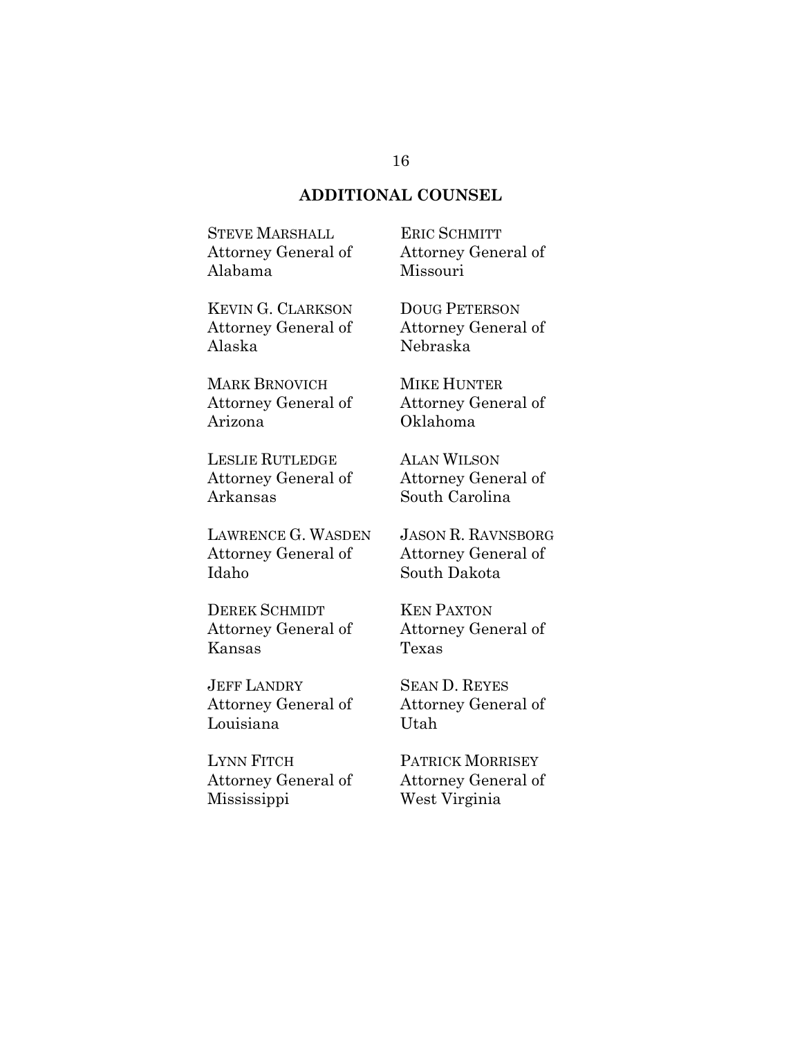## ADDITIONAL COUNSEL

STEVE MARSHALL
Attorney General of
Alabama

KEVIN G. CLARKSON
Attorney General of
Alaska

MARK BRNOVICH
Attorney General of
Arizona

LESLIE RUTLEDGE
Attorney General of
Arkansas

LAWRENCE G. WASDEN
Attorney General of
Idaho

DEREK SCHMIDT
Attorney General of
Kansas

JEFF LANDRY
Attorney General of
Louisiana

LYNN FITCH
Attorney General of
Mississippi

ERIC SCHMITT
Attorney General of
Missouri

DOUG PETERSON
Attorney General of
Nebraska

MIKE HUNTER
Attorney General of
Oklahoma

ALAN WILSON
Attorney General of
South Carolina

JASON R. RAVNSBORG
Attorney General of
South Dakota

KEN PAXTON
Attorney General of
Texas

SEAN D. REYES
Attorney General of
Utah

PATRICK MORRISEY
Attorney General of
West Virginia